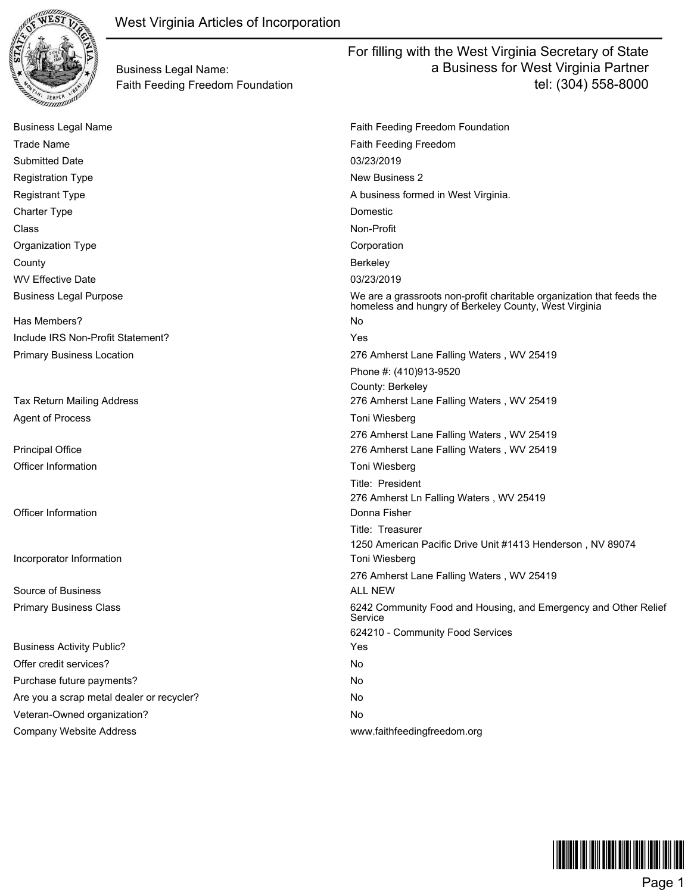# West Virginia Articles of Incorporation

Business Legal Name:
Faith Feeding Freedom Foundation

For filling with the West Virginia Secretary of State
a Business for West Virginia Partner
tel: (304) 558-8000

| | |
|---|---|
| Business Legal Name | Faith Feeding Freedom Foundation |
| Trade Name | Faith Feeding Freedom |
| Submitted Date | 03/23/2019 |
| Registration Type | New Business 2 |
| Registrant Type | A business formed in West Virginia. |
| Charter Type | Domestic |
| Class | Non-Profit |
| Organization Type | Corporation |
| County | Berkeley |
| WV Effective Date | 03/23/2019 |
| Business Legal Purpose | We are a grassroots non-profit charitable organization that feeds the homeless and hungry of Berkeley County, West Virginia |
| Has Members? | No |
| Include IRS Non-Profit Statement? | Yes |
| Primary Business Location | 276 Amherst Lane Falling Waters , WV 25419<br>Phone #: (410)913-9520<br>County: Berkeley |
| Tax Return Mailing Address | 276 Amherst Lane Falling Waters , WV 25419 |
| Agent of Process | Toni Wiesberg<br>276 Amherst Lane Falling Waters , WV 25419 |
| Principal Office | 276 Amherst Lane Falling Waters , WV 25419 |
| Officer Information | Toni Wiesberg<br>Title: President<br>276 Amherst Ln Falling Waters , WV 25419 |
| Officer Information | Donna Fisher<br>Title: Treasurer<br>1250 American Pacific Drive Unit #1413 Henderson , NV 89074 |
| Incorporator Information | Toni Wiesberg<br>276 Amherst Lane Falling Waters , WV 25419 |
| Source of Business | ALL NEW |
| Primary Business Class | 6242 Community Food and Housing, and Emergency and Other Relief Service<br>624210 - Community Food Services |
| Business Activity Public? | Yes |
| Offer credit services? | No |
| Purchase future payments? | No |
| Are you a scrap metal dealer or recycler? | No |
| Veteran-Owned organization? | No |
| Company Website Address | www.faithfeedingfreedom.org |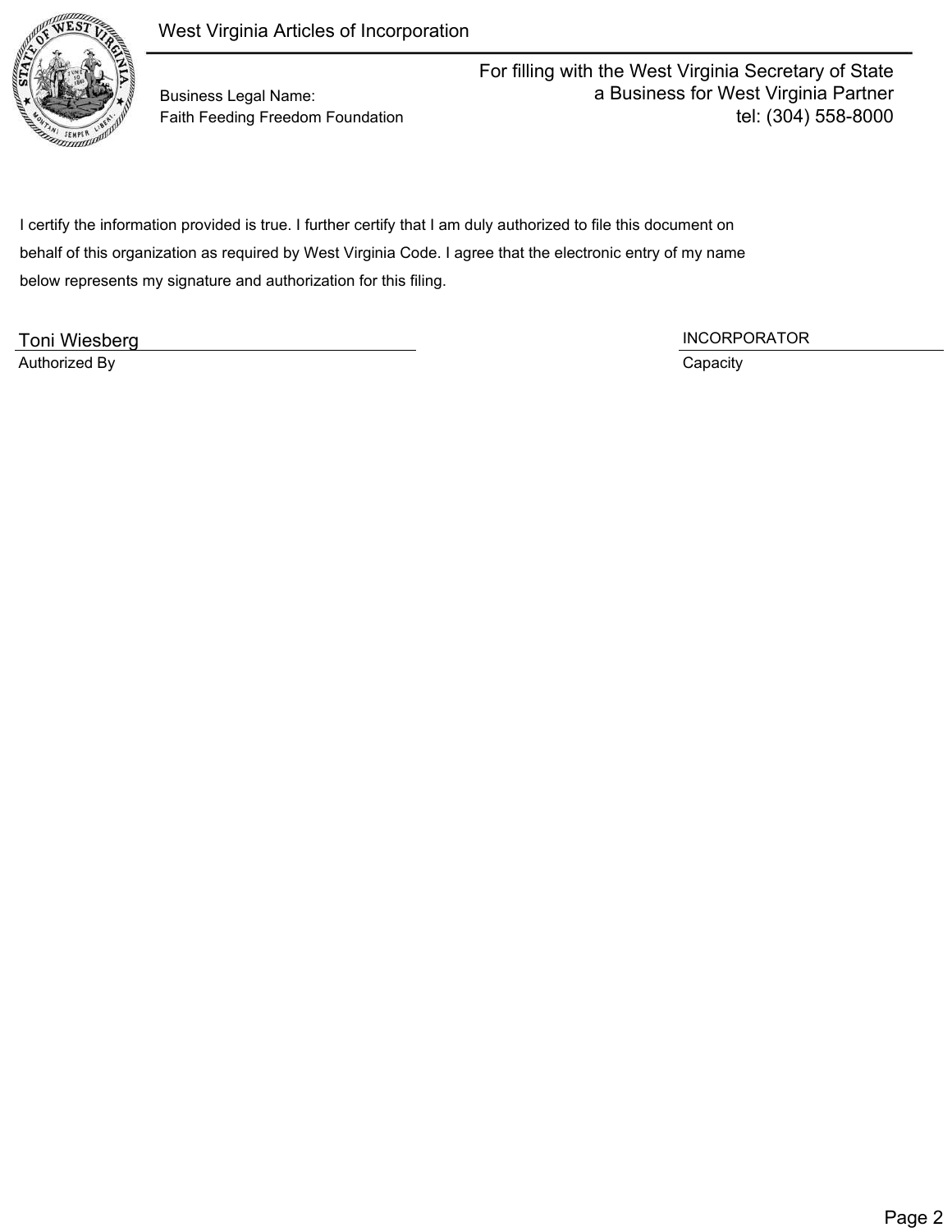I certify the information provided is true. I further certify that I am duly authorized to file this document on behalf of this organization as required by West Virginia Code. I agree that the electronic entry of my name below represents my signature and authorization for this filing.

| Toni Wiesberg | INCORPORATOR |
| --- | --- |
| Authorized By | Capacity |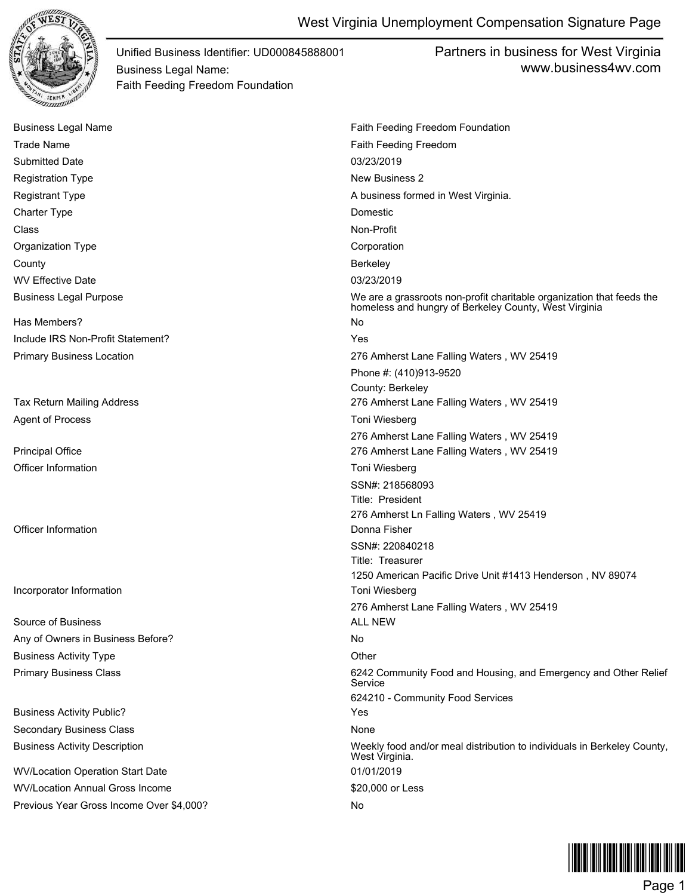# West Virginia Unemployment Compensation Signature Page

Unified Business Identifier: UD000845888001
Business Legal Name:
Faith Feeding Freedom Foundation

Partners in business for West Virginia
www.business4wv.com

| | |
|---|---|
| Business Legal Name | Faith Feeding Freedom Foundation |
| Trade Name | Faith Feeding Freedom |
| Submitted Date | 03/23/2019 |
| Registration Type | New Business 2 |
| Registrant Type | A business formed in West Virginia. |
| Charter Type | Domestic |
| Class | Non-Profit |
| Organization Type | Corporation |
| County | Berkeley |
| WV Effective Date | 03/23/2019 |
| Business Legal Purpose | We are a grassroots non-profit charitable organization that feeds the homeless and hungry of Berkeley County, West Virginia |
| Has Members? | No |
| Include IRS Non-Profit Statement? | Yes |
| Primary Business Location | 276 Amherst Lane Falling Waters , WV 25419<br>Phone #: (410)913-9520<br>County: Berkeley |
| Tax Return Mailing Address | 276 Amherst Lane Falling Waters , WV 25419 |
| Agent of Process | Toni Wiesberg<br>276 Amherst Lane Falling Waters , WV 25419 |
| Principal Office | 276 Amherst Lane Falling Waters , WV 25419 |
| Officer Information | Toni Wiesberg<br>SSN#: 218568093<br>Title: President<br>276 Amherst Ln Falling Waters , WV 25419 |
| Officer Information | Donna Fisher<br>SSN#: 220840218<br>Title: Treasurer<br>1250 American Pacific Drive Unit #1413 Henderson , NV 89074 |
| Incorporator Information | Toni Wiesberg<br>276 Amherst Lane Falling Waters , WV 25419 |
| Source of Business | ALL NEW |
| Any of Owners in Business Before? | No |
| Business Activity Type | Other |
| Primary Business Class | 6242 Community Food and Housing, and Emergency and Other Relief Service<br>624210 - Community Food Services |
| Business Activity Public? | Yes |
| Secondary Business Class | None |
| Business Activity Description | Weekly food and/or meal distribution to individuals in Berkeley County, West Virginia. |
| WV/Location Operation Start Date | 01/01/2019 |
| WV/Location Annual Gross Income | $20,000 or Less |
| Previous Year Gross Income Over $4,000? | No |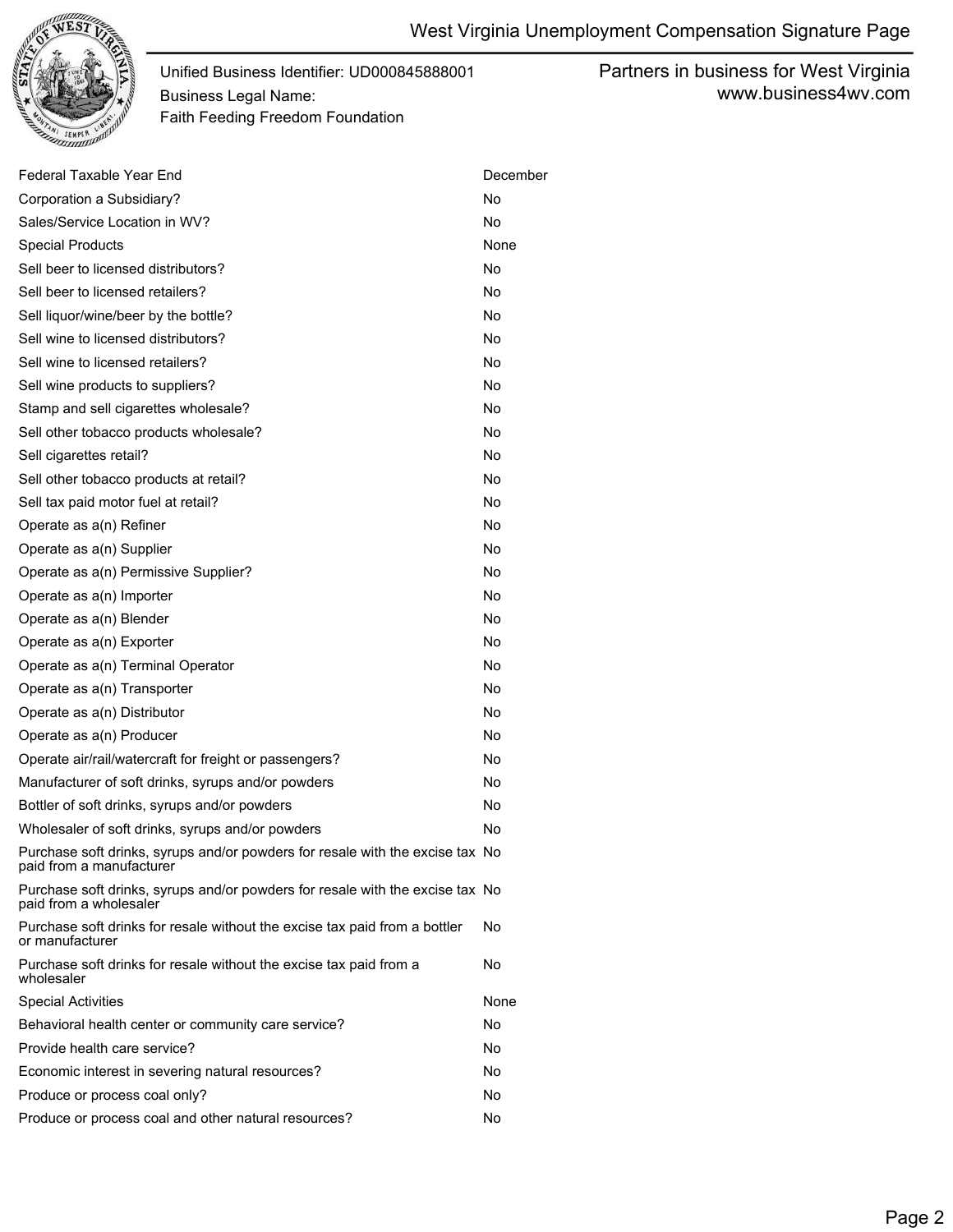West Virginia Unemployment Compensation Signature Page

Unified Business Identifier: UD000845888001
Business Legal Name:
Faith Feeding Freedom Foundation

Partners in business for West Virginia
www.business4wv.com

| | |
|---|---|
| Federal Taxable Year End | December |
| Corporation a Subsidiary? | No |
| Sales/Service Location in WV? | No |
| Special Products | None |
| Sell beer to licensed distributors? | No |
| Sell beer to licensed retailers? | No |
| Sell liquor/wine/beer by the bottle? | No |
| Sell wine to licensed distributors? | No |
| Sell wine to licensed retailers? | No |
| Sell wine products to suppliers? | No |
| Stamp and sell cigarettes wholesale? | No |
| Sell other tobacco products wholesale? | No |
| Sell cigarettes retail? | No |
| Sell other tobacco products at retail? | No |
| Sell tax paid motor fuel at retail? | No |
| Operate as a(n) Refiner | No |
| Operate as a(n) Supplier | No |
| Operate as a(n) Permissive Supplier? | No |
| Operate as a(n) Importer | No |
| Operate as a(n) Blender | No |
| Operate as a(n) Exporter | No |
| Operate as a(n) Terminal Operator | No |
| Operate as a(n) Transporter | No |
| Operate as a(n) Distributor | No |
| Operate as a(n) Producer | No |
| Operate air/rail/watercraft for freight or passengers? | No |
| Manufacturer of soft drinks, syrups and/or powders | No |
| Bottler of soft drinks, syrups and/or powders | No |
| Wholesaler of soft drinks, syrups and/or powders | No |
| Purchase soft drinks, syrups and/or powders for resale with the excise tax paid from a manufacturer | No |
| Purchase soft drinks, syrups and/or powders for resale with the excise tax paid from a wholesaler | No |
| Purchase soft drinks for resale without the excise tax paid from a bottler or manufacturer | No |
| Purchase soft drinks for resale without the excise tax paid from a wholesaler | No |
| Special Activities | None |
| Behavioral health center or community care service? | No |
| Provide health care service? | No |
| Economic interest in severing natural resources? | No |
| Produce or process coal only? | No |
| Produce or process coal and other natural resources? | No |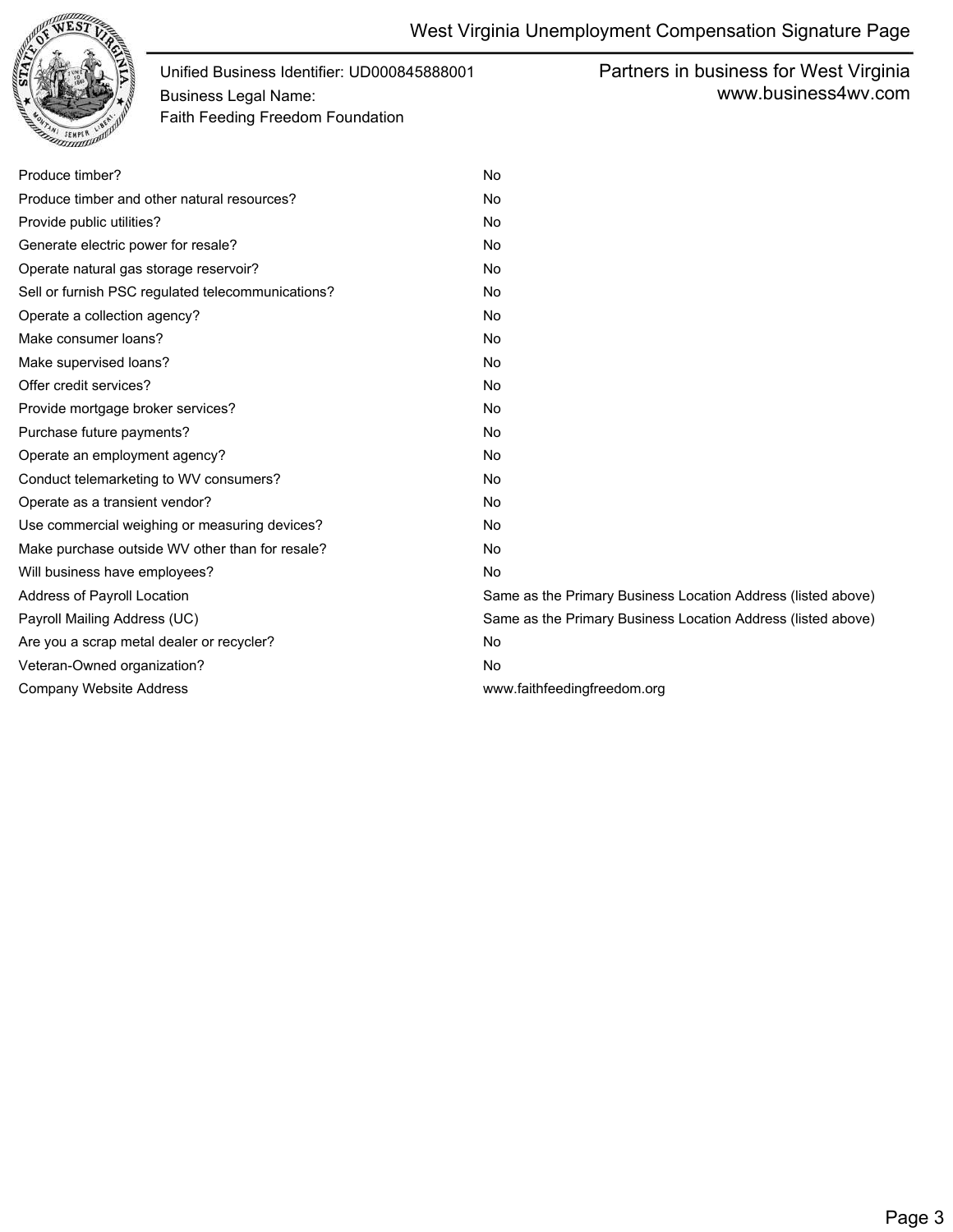# West Virginia Unemployment Compensation Signature Page

Unified Business Identifier: UD000845888001
Business Legal Name:
Faith Feeding Freedom Foundation

Partners in business for West Virginia
www.business4wv.com

| | |
|---|---|
| Produce timber? | No |
| Produce timber and other natural resources? | No |
| Provide public utilities? | No |
| Generate electric power for resale? | No |
| Operate natural gas storage reservoir? | No |
| Sell or furnish PSC regulated telecommunications? | No |
| Operate a collection agency? | No |
| Make consumer loans? | No |
| Make supervised loans? | No |
| Offer credit services? | No |
| Provide mortgage broker services? | No |
| Purchase future payments? | No |
| Operate an employment agency? | No |
| Conduct telemarketing to WV consumers? | No |
| Operate as a transient vendor? | No |
| Use commercial weighing or measuring devices? | No |
| Make purchase outside WV other than for resale? | No |
| Will business have employees? | No |
| Address of Payroll Location | Same as the Primary Business Location Address (listed above) |
| Payroll Mailing Address (UC) | Same as the Primary Business Location Address (listed above) |
| Are you a scrap metal dealer or recycler? | No |
| Veteran-Owned organization? | No |
| Company Website Address | www.faithfeedingfreedom.org |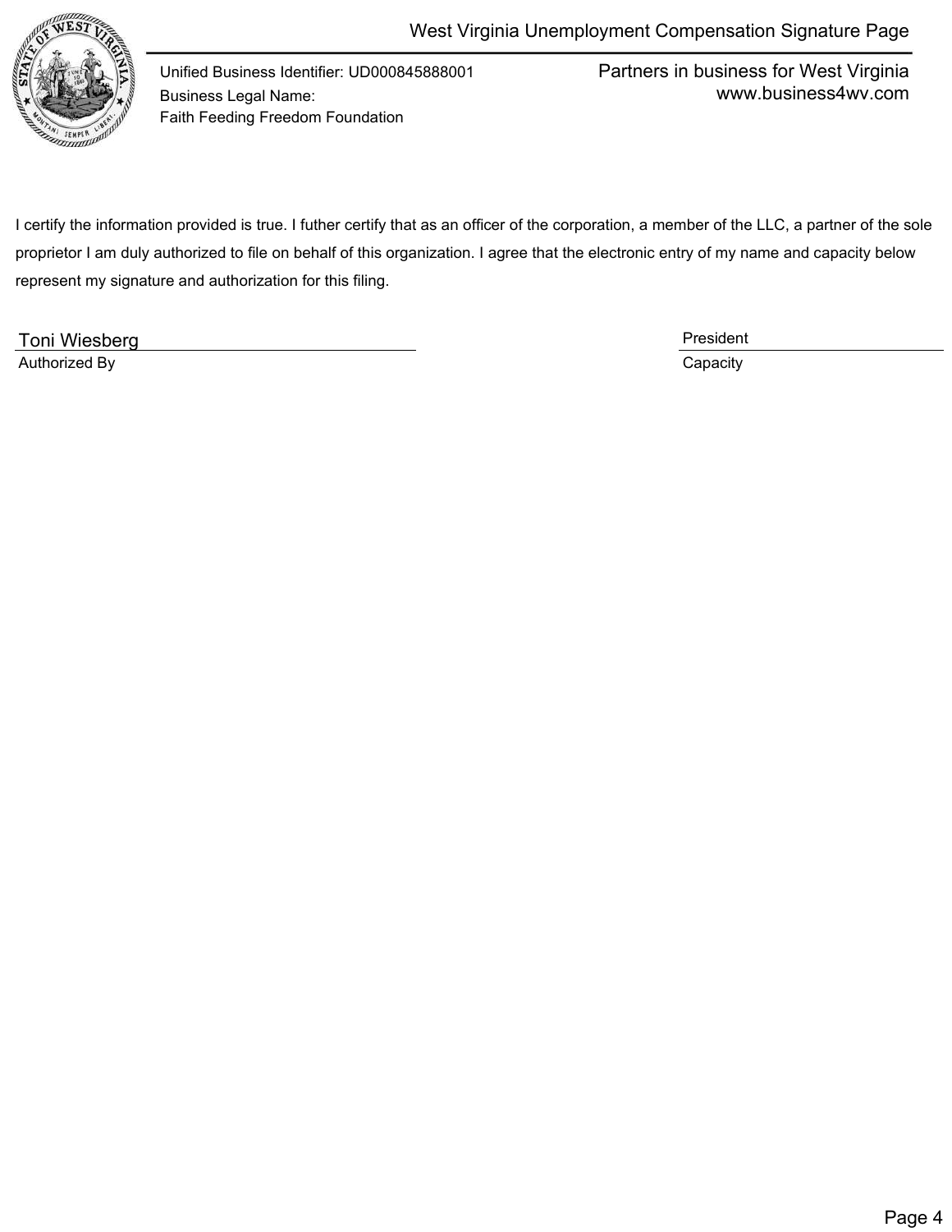# West Virginia Unemployment Compensation Signature Page

Unified Business Identifier: UD000845888001
Business Legal Name:
Faith Feeding Freedom Foundation

Partners in business for West Virginia
www.business4wv.com

I certify the information provided is true. I futher certify that as an officer of the corporation, a member of the LLC, a partner of the sole proprietor I am duly authorized to file on behalf of this organization. I agree that the electronic entry of my name and capacity below represent my signature and authorization for this filing.

Toni Wiesberg
Authorized By

President
Capacity